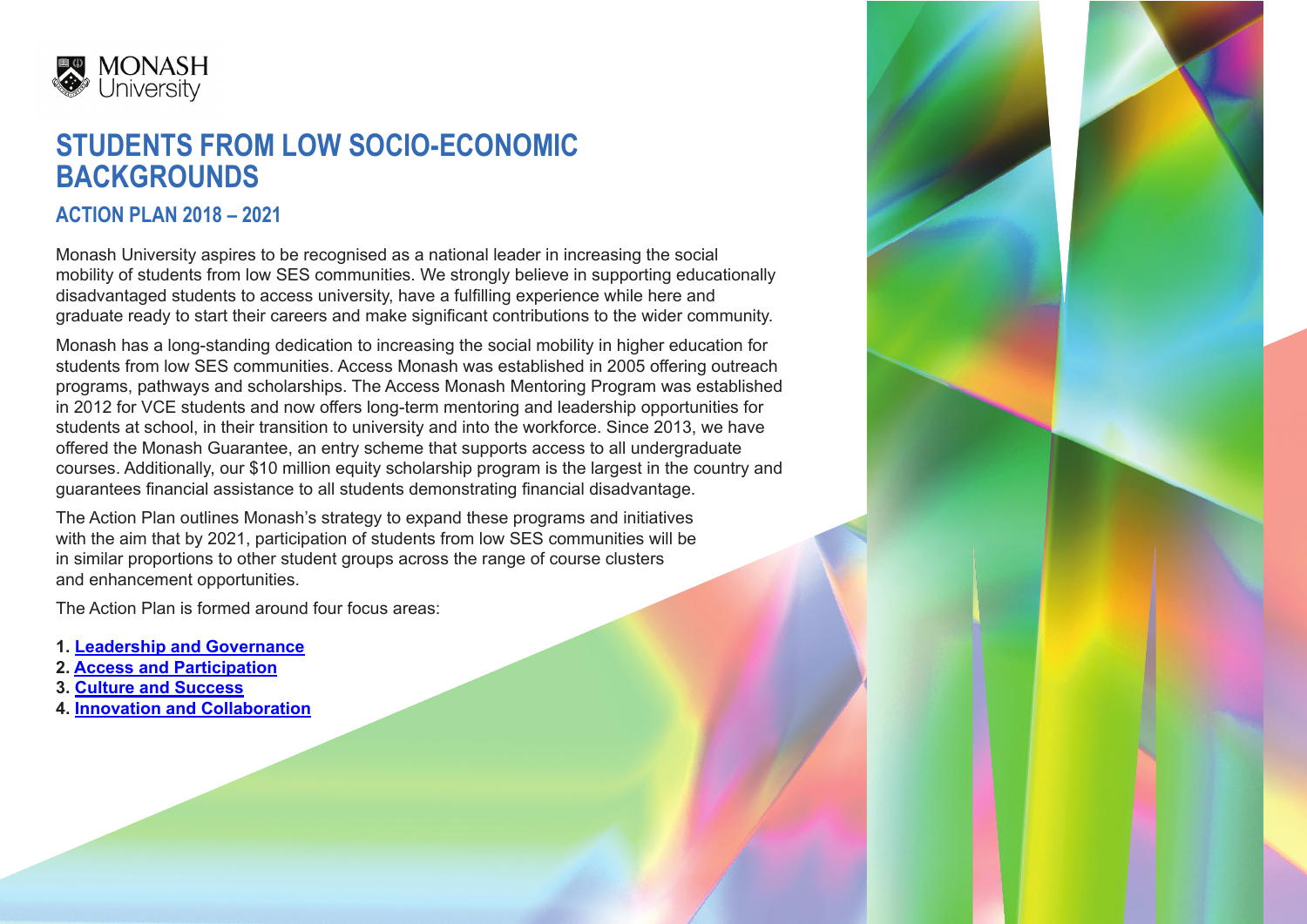MONASH University

# STUDENTS FROM LOW SOCIO-ECONOMIC BACKGROUNDS

## ACTION PLAN 2018 – 2021

Monash University aspires to be recognised as a national leader in increasing the social mobility of students from low SES communities. We strongly believe in supporting educationally disadvantaged students to access university, have a fulfilling experience while here and graduate ready to start their careers and make significant contributions to the wider community.

Monash has a long-standing dedication to increasing the social mobility in higher education for students from low SES communities. Access Monash was established in 2005 offering outreach programs, pathways and scholarships. The Access Monash Mentoring Program was established in 2012 for VCE students and now offers long-term mentoring and leadership opportunities for students at school, in their transition to university and into the workforce. Since 2013, we have offered the Monash Guarantee, an entry scheme that supports access to all undergraduate courses. Additionally, our $10 million equity scholarship program is the largest in the country and guarantees financial assistance to all students demonstrating financial disadvantage.

The Action Plan outlines Monash's strategy to expand these programs and initiatives with the aim that by 2021, participation of students from low SES communities will be in similar proportions to other student groups across the range of course clusters and enhancement opportunities.

The Action Plan is formed around four focus areas:

1. **Leadership and Governance**
2. **Access and Participation**
3. **Culture and Success**
4. **Innovation and Collaboration**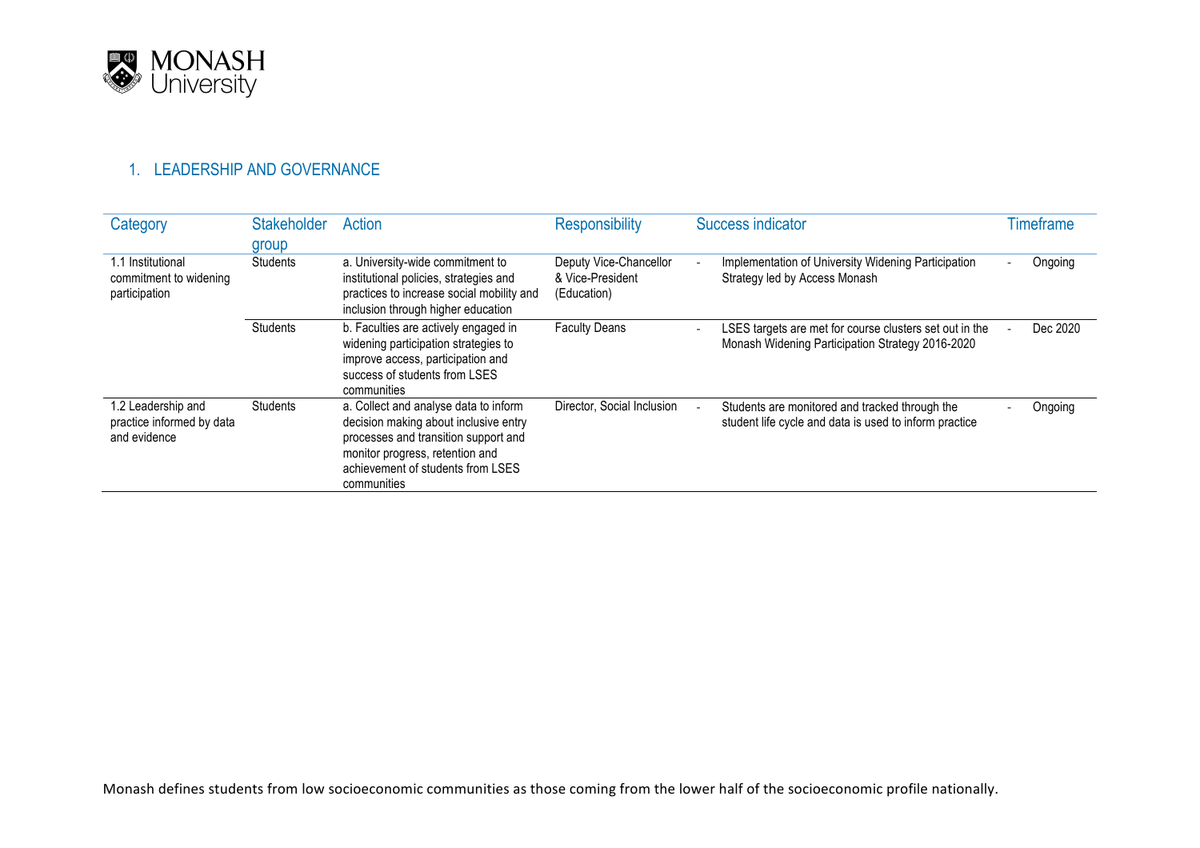## 1. LEADERSHIP AND GOVERNANCE

| Category | Stakeholder group | Action | Responsibility | Success indicator | Timeframe |
|---|---|---|---|---|---|
| 1.1 Institutional commitment to widening participation | Students | a. University-wide commitment to institutional policies, strategies and practices to increase social mobility and inclusion through higher education | Deputy Vice-Chancellor & Vice-President (Education) | - Implementation of University Widening Participation Strategy led by Access Monash | - Ongoing |
| | Students | b. Faculties are actively engaged in widening participation strategies to improve access, participation and success of students from LSES communities | Faculty Deans | - LSES targets are met for course clusters set out in the Monash Widening Participation Strategy 2016-2020 | - Dec 2020 |
| 1.2 Leadership and practice informed by data and evidence | Students | a. Collect and analyse data to inform decision making about inclusive entry processes and transition support and monitor progress, retention and achievement of students from LSES communities | Director, Social Inclusion | - Students are monitored and tracked through the student life cycle and data is used to inform practice | - Ongoing |

Monash defines students from low socioeconomic communities as those coming from the lower half of the socioeconomic profile nationally.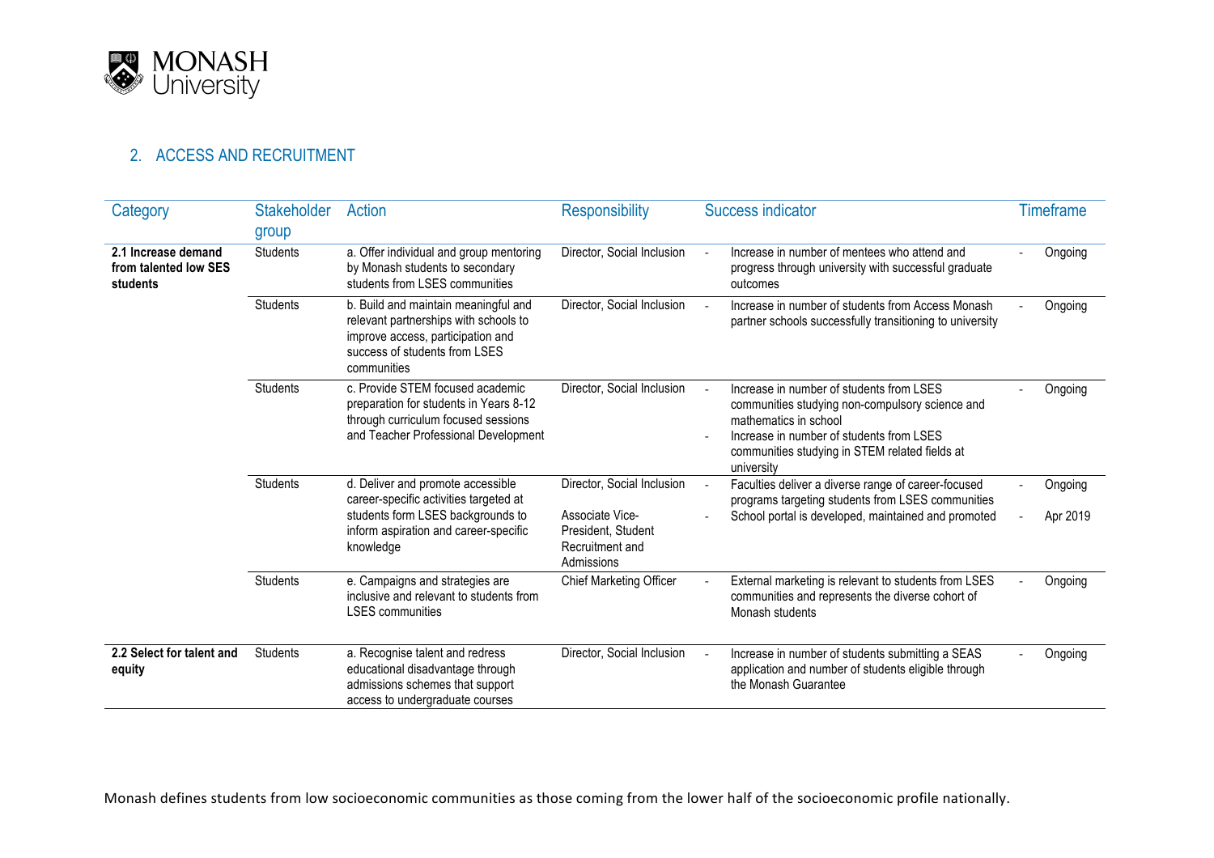## 2. ACCESS AND RECRUITMENT

| Category | Stakeholder group | Action | Responsibility | Success indicator | Timeframe |
|---|---|---|---|---|---|
| **2.1 Increase demand from talented low SES students** | Students | a. Offer individual and group mentoring by Monash students to secondary students from LSES communities | Director, Social Inclusion | - Increase in number of mentees who attend and progress through university with successful graduate outcomes | - Ongoing |
| | Students | b. Build and maintain meaningful and relevant partnerships with schools to improve access, participation and success of students from LSES communities | Director, Social Inclusion | - Increase in number of students from Access Monash partner schools successfully transitioning to university | - Ongoing |
| | Students | c. Provide STEM focused academic preparation for students in Years 8-12 through curriculum focused sessions and Teacher Professional Development | Director, Social Inclusion | - Increase in number of students from LSES communities studying non-compulsory science and mathematics in school<br>- Increase in number of students from LSES communities studying in STEM related fields at university | - Ongoing |
| | Students | d. Deliver and promote accessible career-specific activities targeted at students form LSES backgrounds to inform aspiration and career-specific knowledge | Director, Social Inclusion<br><br>Associate Vice-President, Student Recruitment and Admissions | - Faculties deliver a diverse range of career-focused programs targeting students from LSES communities<br>- School portal is developed, maintained and promoted | - Ongoing<br>- Apr 2019 |
| | Students | e. Campaigns and strategies are inclusive and relevant to students from LSES communities | Chief Marketing Officer | - External marketing is relevant to students from LSES communities and represents the diverse cohort of Monash students | - Ongoing |
| **2.2 Select for talent and equity** | Students | a. Recognise talent and redress educational disadvantage through admissions schemes that support access to undergraduate courses | Director, Social Inclusion | - Increase in number of students submitting a SEAS application and number of students eligible through the Monash Guarantee | - Ongoing |

Monash defines students from low socioeconomic communities as those coming from the lower half of the socioeconomic profile nationally.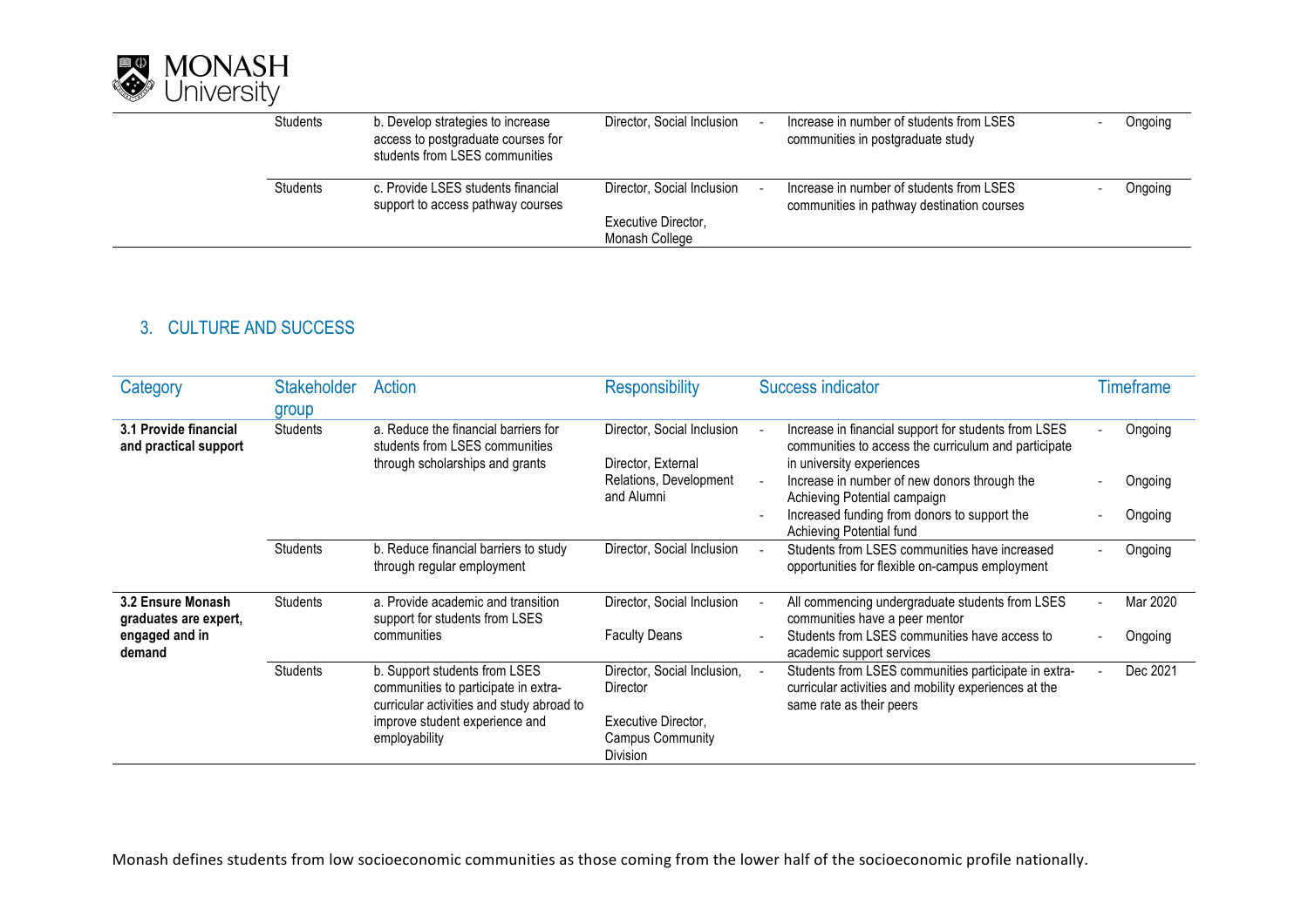| Category | Stakeholder group | Action | Responsibility | Success indicator | Timeframe |
|---|---|---|---|---|---|
| | Students | b. Develop strategies to increase access to postgraduate courses for students from LSES communities | Director, Social Inclusion | - Increase in number of students from LSES communities in postgraduate study | - Ongoing |
| | Students | c. Provide LSES students financial support to access pathway courses | Director, Social Inclusion<br><br>Executive Director, Monash College | - Increase in number of students from LSES communities in pathway destination courses | - Ongoing |

## 3. CULTURE AND SUCCESS

| Category | Stakeholder group | Action | Responsibility | Success indicator | Timeframe |
|---|---|---|---|---|---|
| **3.1 Provide financial and practical support** | Students | a. Reduce the financial barriers for students from LSES communities through scholarships and grants | Director, Social Inclusion<br><br>Director, External Relations, Development and Alumni | - Increase in financial support for students from LSES communities to access the curriculum and participate in university experiences<br>- Increase in number of new donors through the Achieving Potential campaign<br>- Increased funding from donors to support the Achieving Potential fund | - Ongoing<br>- Ongoing<br>- Ongoing |
| | Students | b. Reduce financial barriers to study through regular employment | Director, Social Inclusion | - Students from LSES communities have increased opportunities for flexible on-campus employment | - Ongoing |
| **3.2 Ensure Monash graduates are expert, engaged and in demand** | Students | a. Provide academic and transition support for students from LSES communities | Director, Social Inclusion<br><br>Faculty Deans | - All commencing undergraduate students from LSES communities have a peer mentor<br>- Students from LSES communities have access to academic support services | - Mar 2020<br>- Ongoing |
| | Students | b. Support students from LSES communities to participate in extra-curricular activities and study abroad to improve student experience and employability | Director, Social Inclusion, Director<br><br>Executive Director, Campus Community Division | - Students from LSES communities participate in extra-curricular activities and mobility experiences at the same rate as their peers | - Dec 2021 |

Monash defines students from low socioeconomic communities as those coming from the lower half of the socioeconomic profile nationally.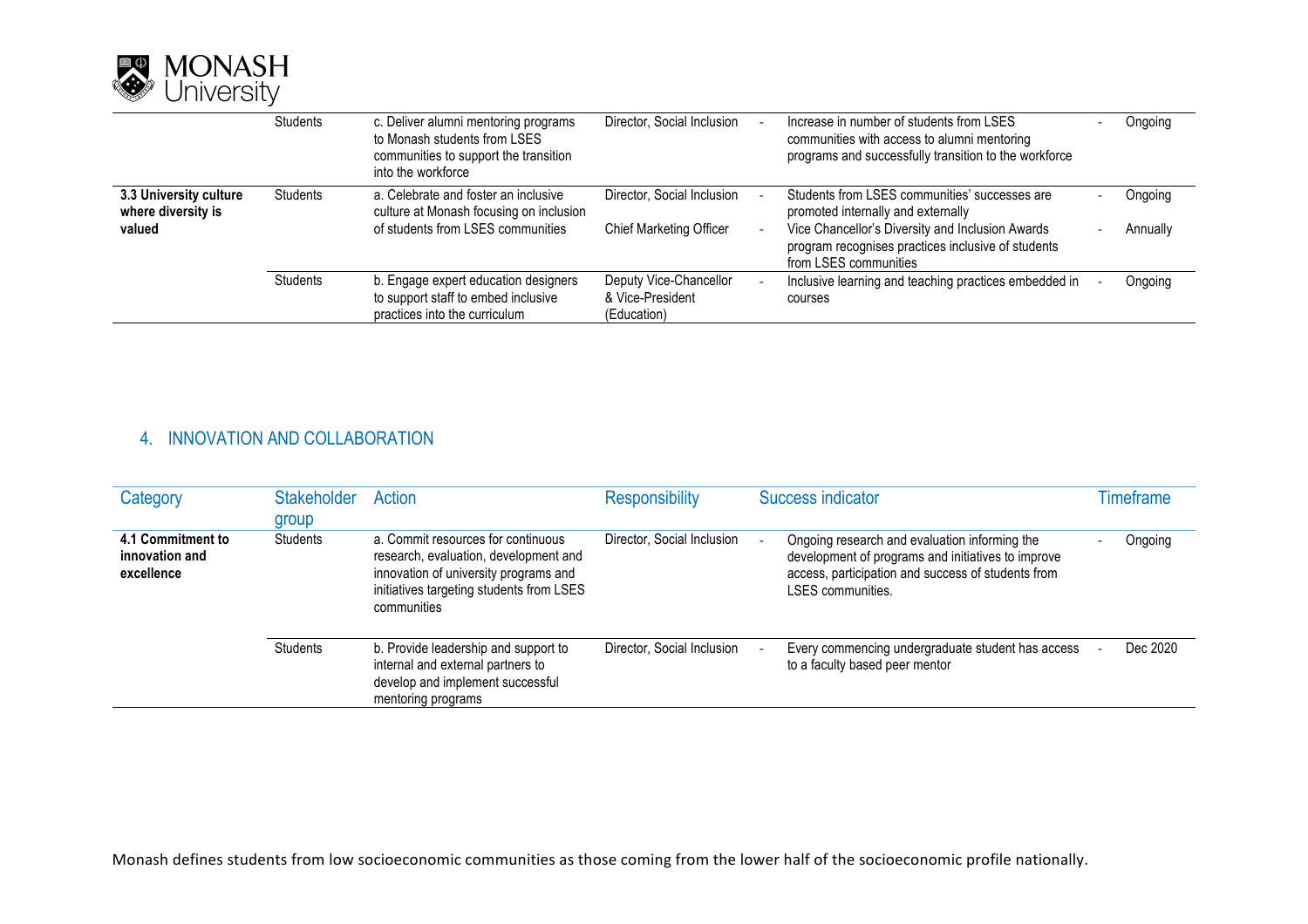| | | | | | |
|---|---|---|---|---|---|
| | Students | c. Deliver alumni mentoring programs to Monash students from LSES communities to support the transition into the workforce | Director, Social Inclusion | - Increase in number of students from LSES communities with access to alumni mentoring programs and successfully transition to the workforce | - Ongoing |
| **3.3 University culture where diversity is valued** | Students | a. Celebrate and foster an inclusive culture at Monash focusing on inclusion of students from LSES communities | Director, Social Inclusion<br><br>Chief Marketing Officer | - Students from LSES communities' successes are promoted internally and externally<br>- Vice Chancellor's Diversity and Inclusion Awards program recognises practices inclusive of students from LSES communities | - Ongoing<br>- Annually |
| | Students | b. Engage expert education designers to support staff to embed inclusive practices into the curriculum | Deputy Vice-Chancellor & Vice-President (Education) | - Inclusive learning and teaching practices embedded in courses | - Ongoing |

## 4. INNOVATION AND COLLABORATION

| Category | Stakeholder group | Action | Responsibility | Success indicator | Timeframe |
|---|---|---|---|---|---|
| **4.1 Commitment to innovation and excellence** | Students | a. Commit resources for continuous research, evaluation, development and innovation of university programs and initiatives targeting students from LSES communities | Director, Social Inclusion | - Ongoing research and evaluation informing the development of programs and initiatives to improve access, participation and success of students from LSES communities. | - Ongoing |
| | Students | b. Provide leadership and support to internal and external partners to develop and implement successful mentoring programs | Director, Social Inclusion | - Every commencing undergraduate student has access to a faculty based peer mentor | - Dec 2020 |

Monash defines students from low socioeconomic communities as those coming from the lower half of the socioeconomic profile nationally.